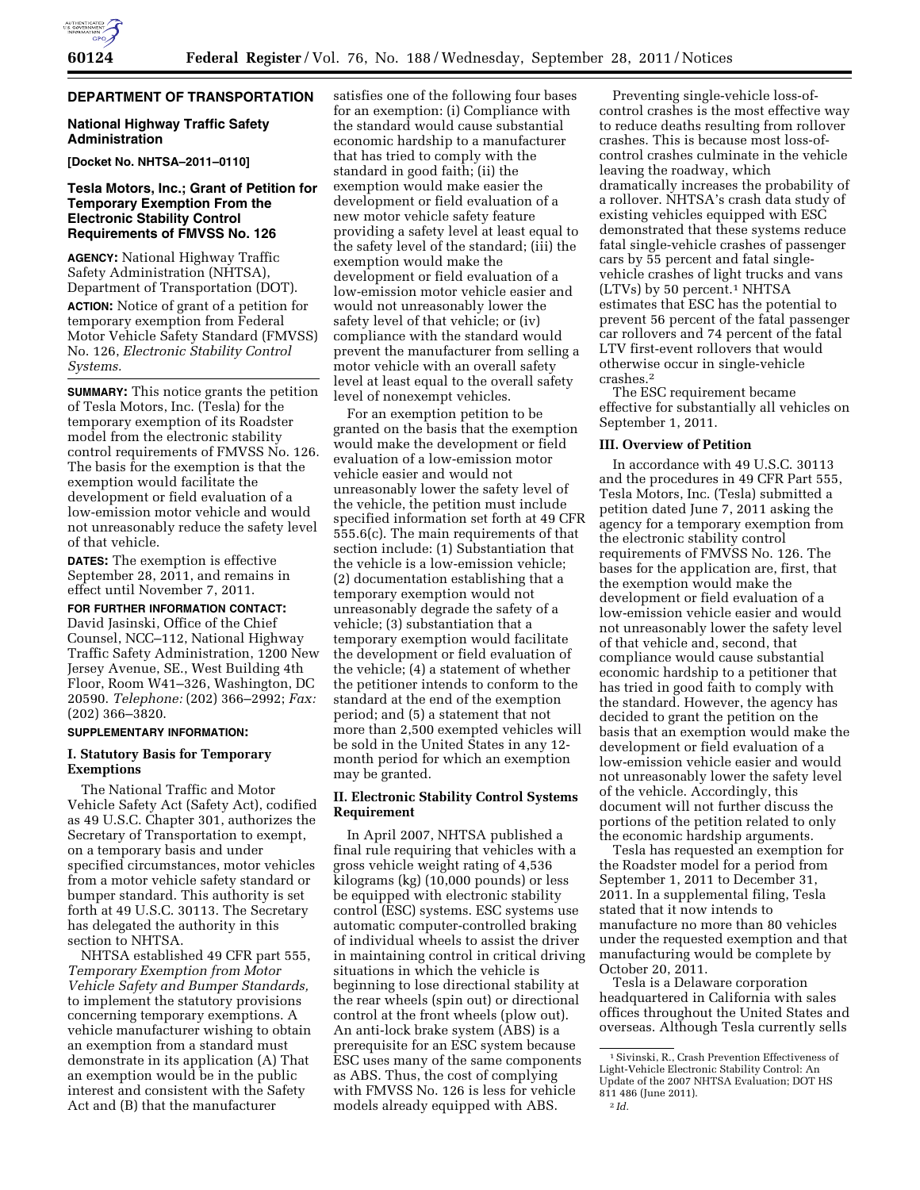## DEPARTMENT OF TRANSPORTATION

### National Highway Traffic Safety Administration

**[Docket No. NHTSA–2011–0110]**

### Tesla Motors, Inc.; Grant of Petition for Temporary Exemption From the Electronic Stability Control Requirements of FMVSS No. 126

**AGENCY:** National Highway Traffic Safety Administration (NHTSA), Department of Transportation (DOT).

**ACTION:** Notice of grant of a petition for temporary exemption from Federal Motor Vehicle Safety Standard (FMVSS) No. 126, *Electronic Stability Control Systems.*

**SUMMARY:** This notice grants the petition of Tesla Motors, Inc. (Tesla) for the temporary exemption of its Roadster model from the electronic stability control requirements of FMVSS No. 126. The basis for the exemption is that the exemption would facilitate the development or field evaluation of a low-emission motor vehicle and would not unreasonably reduce the safety level of that vehicle.

**DATES:** The exemption is effective September 28, 2011, and remains in effect until November 7, 2011.

**FOR FURTHER INFORMATION CONTACT:** David Jasinski, Office of the Chief Counsel, NCC–112, National Highway Traffic Safety Administration, 1200 New Jersey Avenue, SE., West Building 4th Floor, Room W41–326, Washington, DC 20590. *Telephone:* (202) 366–2992; *Fax:* (202) 366–3820.

**SUPPLEMENTARY INFORMATION:**

#### I. Statutory Basis for Temporary Exemptions

The National Traffic and Motor Vehicle Safety Act (Safety Act), codified as 49 U.S.C. Chapter 301, authorizes the Secretary of Transportation to exempt, on a temporary basis and under specified circumstances, motor vehicles from a motor vehicle safety standard or bumper standard. This authority is set forth at 49 U.S.C. 30113. The Secretary has delegated the authority in this section to NHTSA.

NHTSA established 49 CFR part 555, *Temporary Exemption from Motor Vehicle Safety and Bumper Standards,* to implement the statutory provisions concerning temporary exemptions. A vehicle manufacturer wishing to obtain an exemption from a standard must demonstrate in its application (A) That an exemption would be in the public interest and consistent with the Safety Act and (B) that the manufacturer satisfies one of the following four bases for an exemption: (i) Compliance with the standard would cause substantial economic hardship to a manufacturer that has tried to comply with the standard in good faith; (ii) the exemption would make easier the development or field evaluation of a new motor vehicle safety feature providing a safety level at least equal to the safety level of the standard; (iii) the exemption would make the development or field evaluation of a low-emission motor vehicle easier and would not unreasonably lower the safety level of that vehicle; or (iv) compliance with the standard would prevent the manufacturer from selling a motor vehicle with an overall safety level at least equal to the overall safety level of nonexempt vehicles.

For an exemption petition to be granted on the basis that the exemption would make the development or field evaluation of a low-emission motor vehicle easier and would not unreasonably lower the safety level of the vehicle, the petition must include specified information set forth at 49 CFR 555.6(c). The main requirements of that section include: (1) Substantiation that the vehicle is a low-emission vehicle; (2) documentation establishing that a temporary exemption would not unreasonably degrade the safety of a vehicle; (3) substantiation that a temporary exemption would facilitate the development or field evaluation of the vehicle; (4) a statement of whether the petitioner intends to conform to the standard at the end of the exemption period; and (5) a statement that not more than 2,500 exempted vehicles will be sold in the United States in any 12-month period for which an exemption may be granted.

#### II. Electronic Stability Control Systems Requirement

In April 2007, NHTSA published a final rule requiring that vehicles with a gross vehicle weight rating of 4,536 kilograms (kg) (10,000 pounds) or less be equipped with electronic stability control (ESC) systems. ESC systems use automatic computer-controlled braking of individual wheels to assist the driver in maintaining control in critical driving situations in which the vehicle is beginning to lose directional stability at the rear wheels (spin out) or directional control at the front wheels (plow out). An anti-lock brake system (ABS) is a prerequisite for an ESC system because ESC uses many of the same components as ABS. Thus, the cost of complying with FMVSS No. 126 is less for vehicle models already equipped with ABS.

Preventing single-vehicle loss-of-control crashes is the most effective way to reduce deaths resulting from rollover crashes. This is because most loss-of-control crashes culminate in the vehicle leaving the roadway, which dramatically increases the probability of a rollover. NHTSA's crash data study of existing vehicles equipped with ESC demonstrated that these systems reduce fatal single-vehicle crashes of passenger cars by 55 percent and fatal single-vehicle crashes of light trucks and vans (LTVs) by 50 percent.[1] NHTSA estimates that ESC has the potential to prevent 56 percent of the fatal passenger car rollovers and 74 percent of the fatal LTV first-event rollovers that would otherwise occur in single-vehicle crashes.[2]

The ESC requirement became effective for substantially all vehicles on September 1, 2011.

#### III. Overview of Petition

In accordance with 49 U.S.C. 30113 and the procedures in 49 CFR Part 555, Tesla Motors, Inc. (Tesla) submitted a petition dated June 7, 2011 asking the agency for a temporary exemption from the electronic stability control requirements of FMVSS No. 126. The bases for the application are, first, that the exemption would make the development or field evaluation of a low-emission vehicle easier and would not unreasonably lower the safety level of that vehicle and, second, that compliance would cause substantial economic hardship to a petitioner that has tried in good faith to comply with the standard. However, the agency has decided to grant the petition on the basis that an exemption would make the development or field evaluation of a low-emission vehicle easier and would not unreasonably lower the safety level of the vehicle. Accordingly, this document will not further discuss the portions of the petition related to only the economic hardship arguments.

Tesla has requested an exemption for the Roadster model for a period from September 1, 2011 to December 31, 2011. In a supplemental filing, Tesla stated that it now intends to manufacture no more than 80 vehicles under the requested exemption and that manufacturing would be complete by October 20, 2011.

Tesla is a Delaware corporation headquartered in California with sales offices throughout the United States and overseas. Although Tesla currently sells

[1] Sivinski, R., Crash Prevention Effectiveness of Light-Vehicle Electronic Stability Control: An Update of the 2007 NHTSA Evaluation; DOT HS 811 486 (June 2011).

[2] *Id.*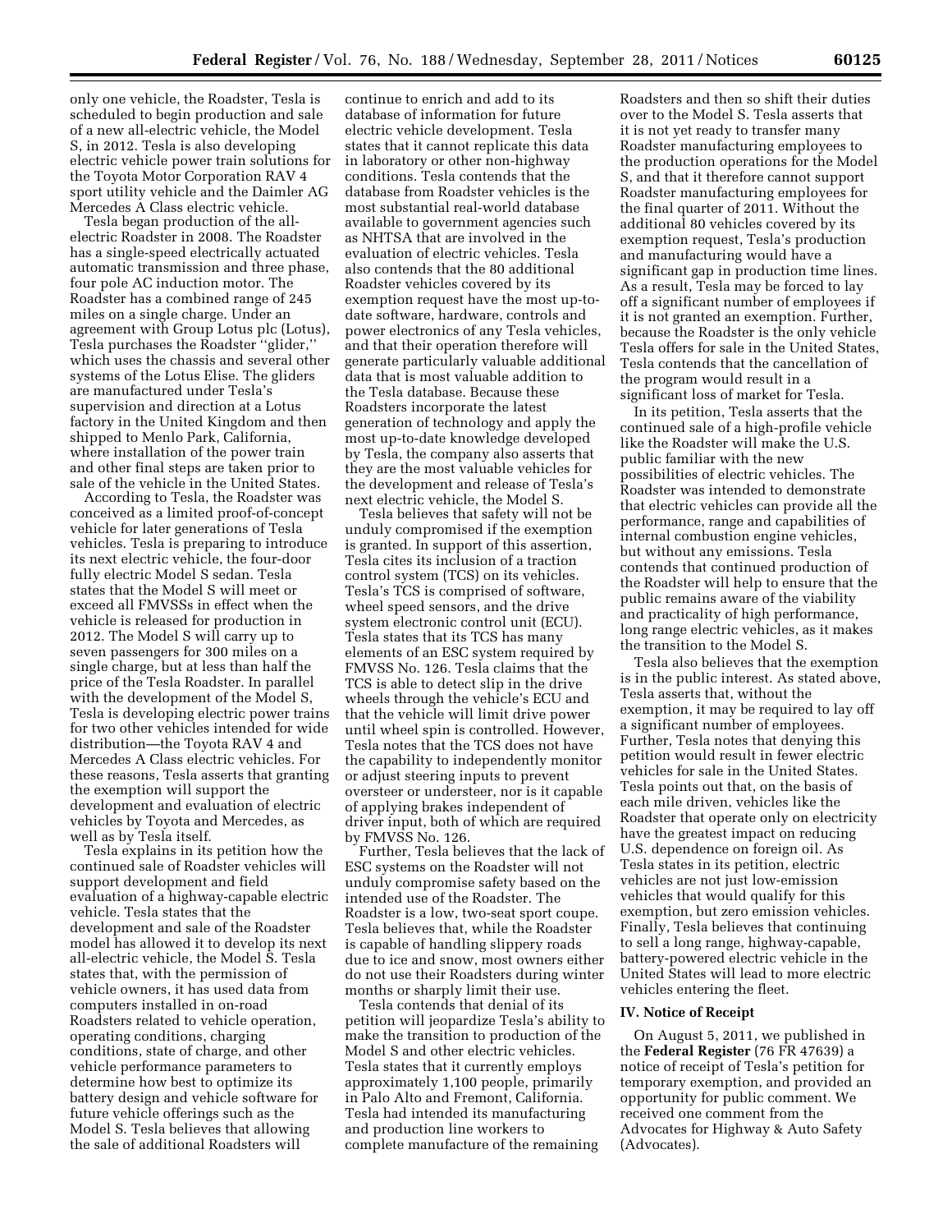only one vehicle, the Roadster, Tesla is scheduled to begin production and sale of a new all-electric vehicle, the Model S, in 2012. Tesla is also developing electric vehicle power train solutions for the Toyota Motor Corporation RAV 4 sport utility vehicle and the Daimler AG Mercedes A Class electric vehicle.

Tesla began production of the all-electric Roadster in 2008. The Roadster has a single-speed electrically actuated automatic transmission and three phase, four pole AC induction motor. The Roadster has a combined range of 245 miles on a single charge. Under an agreement with Group Lotus plc (Lotus), Tesla purchases the Roadster "glider," which uses the chassis and several other systems of the Lotus Elise. The gliders are manufactured under Tesla's supervision and direction at a Lotus factory in the United Kingdom and then shipped to Menlo Park, California, where installation of the power train and other final steps are taken prior to sale of the vehicle in the United States.

According to Tesla, the Roadster was conceived as a limited proof-of-concept vehicle for later generations of Tesla vehicles. Tesla is preparing to introduce its next electric vehicle, the four-door fully electric Model S sedan. Tesla states that the Model S will meet or exceed all FMVSSs in effect when the vehicle is released for production in 2012. The Model S will carry up to seven passengers for 300 miles on a single charge, but at less than half the price of the Tesla Roadster. In parallel with the development of the Model S, Tesla is developing electric power trains for two other vehicles intended for wide distribution—the Toyota RAV 4 and Mercedes A Class electric vehicles. For these reasons, Tesla asserts that granting the exemption will support the development and evaluation of electric vehicles by Toyota and Mercedes, as well as by Tesla itself.

Tesla explains in its petition how the continued sale of Roadster vehicles will support development and field evaluation of a highway-capable electric vehicle. Tesla states that the development and sale of the Roadster model has allowed it to develop its next all-electric vehicle, the Model S. Tesla states that, with the permission of vehicle owners, it has used data from computers installed in on-road Roadsters related to vehicle operation, operating conditions, charging conditions, state of charge, and other vehicle performance parameters to determine how best to optimize its battery design and vehicle software for future vehicle offerings such as the Model S. Tesla believes that allowing the sale of additional Roadsters will continue to enrich and add to its database of information for future electric vehicle development. Tesla states that it cannot replicate this data in laboratory or other non-highway conditions. Tesla contends that the database from Roadster vehicles is the most substantial real-world database available to government agencies such as NHTSA that are involved in the evaluation of electric vehicles. Tesla also contends that the 80 additional Roadster vehicles covered by its exemption request have the most up-to-date software, hardware, controls and power electronics of any Tesla vehicles, and that their operation therefore will generate particularly valuable additional data that is most valuable addition to the Tesla database. Because these Roadsters incorporate the latest generation of technology and apply the most up-to-date knowledge developed by Tesla, the company also asserts that they are the most valuable vehicles for the development and release of Tesla's next electric vehicle, the Model S.

Tesla believes that safety will not be unduly compromised if the exemption is granted. In support of this assertion, Tesla cites its inclusion of a traction control system (TCS) on its vehicles. Tesla's TCS is comprised of software, wheel speed sensors, and the drive system electronic control unit (ECU). Tesla states that its TCS has many elements of an ESC system required by FMVSS No. 126. Tesla claims that the TCS is able to detect slip in the drive wheels through the vehicle's ECU and that the vehicle will limit drive power until wheel spin is controlled. However, Tesla notes that the TCS does not have the capability to independently monitor or adjust steering inputs to prevent oversteer or understeer, nor is it capable of applying brakes independent of driver input, both of which are required by FMVSS No. 126.

Further, Tesla believes that the lack of ESC systems on the Roadster will not unduly compromise safety based on the intended use of the Roadster. The Roadster is a low, two-seat sport coupe. Tesla believes that, while the Roadster is capable of handling slippery roads due to ice and snow, most owners either do not use their Roadsters during winter months or sharply limit their use.

Tesla contends that denial of its petition will jeopardize Tesla's ability to make the transition to production of the Model S and other electric vehicles. Tesla states that it currently employs approximately 1,100 people, primarily in Palo Alto and Fremont, California. Tesla had intended its manufacturing and production line workers to complete manufacture of the remaining Roadsters and then so shift their duties over to the Model S. Tesla asserts that it is not yet ready to transfer many Roadster manufacturing employees to the production operations for the Model S, and that it therefore cannot support Roadster manufacturing employees for the final quarter of 2011. Without the additional 80 vehicles covered by its exemption request, Tesla's production and manufacturing would have a significant gap in production time lines. As a result, Tesla may be forced to lay off a significant number of employees if it is not granted an exemption. Further, because the Roadster is the only vehicle Tesla offers for sale in the United States, Tesla contends that the cancellation of the program would result in a significant loss of market for Tesla.

In its petition, Tesla asserts that the continued sale of a high-profile vehicle like the Roadster will make the U.S. public familiar with the new possibilities of electric vehicles. The Roadster was intended to demonstrate that electric vehicles can provide all the performance, range and capabilities of internal combustion engine vehicles, but without any emissions. Tesla contends that continued production of the Roadster will help to ensure that the public remains aware of the viability and practicality of high performance, long range electric vehicles, as it makes the transition to the Model S.

Tesla also believes that the exemption is in the public interest. As stated above, Tesla asserts that, without the exemption, it may be required to lay off a significant number of employees. Further, Tesla notes that denying this petition would result in fewer electric vehicles for sale in the United States. Tesla points out that, on the basis of each mile driven, vehicles like the Roadster that operate only on electricity have the greatest impact on reducing U.S. dependence on foreign oil. As Tesla states in its petition, electric vehicles are not just low-emission vehicles that would qualify for this exemption, but zero emission vehicles. Finally, Tesla believes that continuing to sell a long range, highway-capable, battery-powered electric vehicle in the United States will lead to more electric vehicles entering the fleet.

## IV. Notice of Receipt

On August 5, 2011, we published in the **Federal Register** (76 FR 47639) a notice of receipt of Tesla's petition for temporary exemption, and provided an opportunity for public comment. We received one comment from the Advocates for Highway & Auto Safety (Advocates).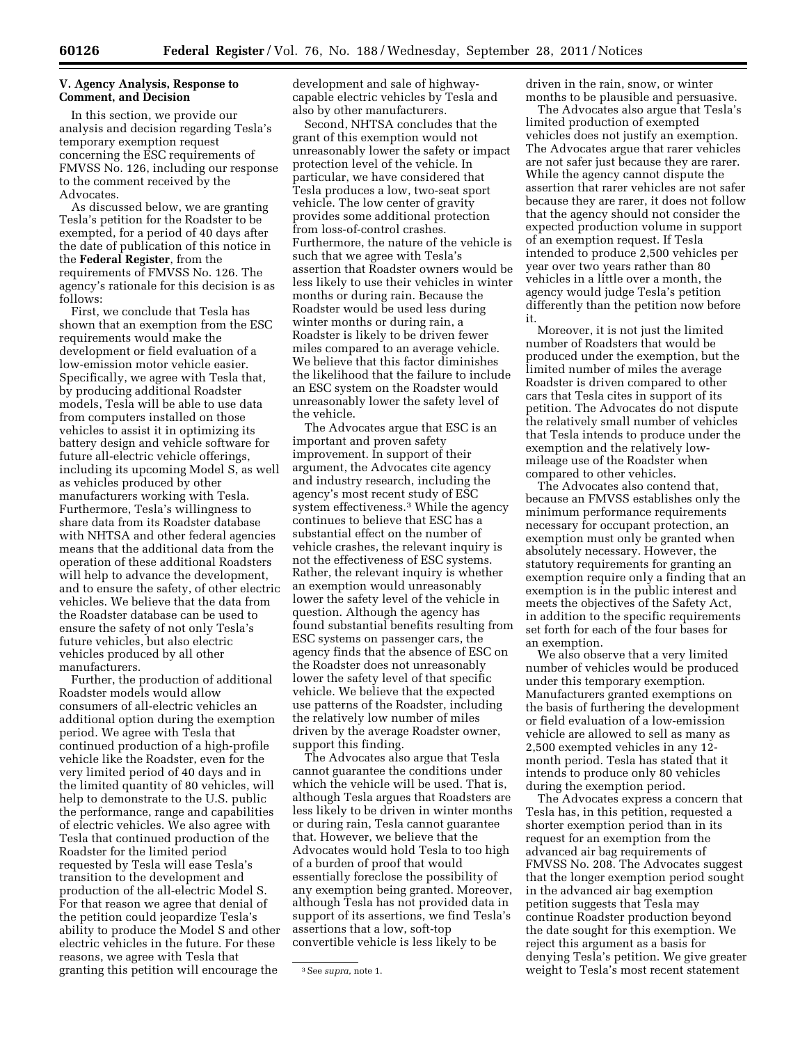### V. Agency Analysis, Response to Comment, and Decision

In this section, we provide our analysis and decision regarding Tesla's temporary exemption request concerning the ESC requirements of FMVSS No. 126, including our response to the comment received by the Advocates.

As discussed below, we are granting Tesla's petition for the Roadster to be exempted, for a period of 40 days after the date of publication of this notice in the **Federal Register**, from the requirements of FMVSS No. 126. The agency's rationale for this decision is as follows:

First, we conclude that Tesla has shown that an exemption from the ESC requirements would make the development or field evaluation of a low-emission motor vehicle easier. Specifically, we agree with Tesla that, by producing additional Roadster models, Tesla will be able to use data from computers installed on those vehicles to assist it in optimizing its battery design and vehicle software for future all-electric vehicle offerings, including its upcoming Model S, as well as vehicles produced by other manufacturers working with Tesla. Furthermore, Tesla's willingness to share data from its Roadster database with NHTSA and other federal agencies means that the additional data from the operation of these additional Roadsters will help to advance the development, and to ensure the safety, of other electric vehicles. We believe that the data from the Roadster database can be used to ensure the safety of not only Tesla's future vehicles, but also electric vehicles produced by all other manufacturers.

Further, the production of additional Roadster models would allow consumers of all-electric vehicles an additional option during the exemption period. We agree with Tesla that continued production of a high-profile vehicle like the Roadster, even for the very limited period of 40 days and in the limited quantity of 80 vehicles, will help to demonstrate to the U.S. public the performance, range and capabilities of electric vehicles. We also agree with Tesla that continued production of the Roadster for the limited period requested by Tesla will ease Tesla's transition to the development and production of the all-electric Model S. For that reason we agree that denial of the petition could jeopardize Tesla's ability to produce the Model S and other electric vehicles in the future. For these reasons, we agree with Tesla that granting this petition will encourage the development and sale of highway-capable electric vehicles by Tesla and also by other manufacturers.

Second, NHTSA concludes that the grant of this exemption would not unreasonably lower the safety or impact protection level of the vehicle. In particular, we have considered that Tesla produces a low, two-seat sport vehicle. The low center of gravity provides some additional protection from loss-of-control crashes. Furthermore, the nature of the vehicle is such that we agree with Tesla's assertion that Roadster owners would be less likely to use their vehicles in winter months or during rain. Because the Roadster would be used less during winter months or during rain, a Roadster is likely to be driven fewer miles compared to an average vehicle. We believe that this factor diminishes the likelihood that the failure to include an ESC system on the Roadster would unreasonably lower the safety level of the vehicle.

The Advocates argue that ESC is an important and proven safety improvement. In support of their argument, the Advocates cite agency and industry research, including the agency's most recent study of ESC system effectiveness.[3] While the agency continues to believe that ESC has a substantial effect on the number of vehicle crashes, the relevant inquiry is not the effectiveness of ESC systems. Rather, the relevant inquiry is whether an exemption would unreasonably lower the safety level of the vehicle in question. Although the agency has found substantial benefits resulting from ESC systems on passenger cars, the agency finds that the absence of ESC on the Roadster does not unreasonably lower the safety level of that specific vehicle. We believe that the expected use patterns of the Roadster, including the relatively low number of miles driven by the average Roadster owner, support this finding.

The Advocates also argue that Tesla cannot guarantee the conditions under which the vehicle will be used. That is, although Tesla argues that Roadsters are less likely to be driven in winter months or during rain, Tesla cannot guarantee that. However, we believe that the Advocates would hold Tesla to too high of a burden of proof that would essentially foreclose the possibility of any exemption being granted. Moreover, although Tesla has not provided data in support of its assertions, we find Tesla's assertions that a low, soft-top convertible vehicle is less likely to be driven in the rain, snow, or winter months to be plausible and persuasive.

The Advocates also argue that Tesla's limited production of exempted vehicles does not justify an exemption. The Advocates argue that rarer vehicles are not safer just because they are rarer. While the agency cannot dispute the assertion that rarer vehicles are not safer because they are rarer, it does not follow that the agency should not consider the expected production volume in support of an exemption request. If Tesla intended to produce 2,500 vehicles per year over two years rather than 80 vehicles in a little over a month, the agency would judge Tesla's petition differently than the petition now before it.

Moreover, it is not just the limited number of Roadsters that would be produced under the exemption, but the limited number of miles the average Roadster is driven compared to other cars that Tesla cites in support of its petition. The Advocates do not dispute the relatively small number of vehicles that Tesla intends to produce under the exemption and the relatively low-mileage use of the Roadster when compared to other vehicles.

The Advocates also contend that, because an FMVSS establishes only the minimum performance requirements necessary for occupant protection, an exemption must only be granted when absolutely necessary. However, the statutory requirements for granting an exemption require only a finding that an exemption is in the public interest and meets the objectives of the Safety Act, in addition to the specific requirements set forth for each of the four bases for an exemption.

We also observe that a very limited number of vehicles would be produced under this temporary exemption. Manufacturers granted exemptions on the basis of furthering the development or field evaluation of a low-emission vehicle are allowed to sell as many as 2,500 exempted vehicles in any 12-month period. Tesla has stated that it intends to produce only 80 vehicles during the exemption period.

The Advocates express a concern that Tesla has, in this petition, requested a shorter exemption period than in its request for an exemption from the advanced air bag requirements of FMVSS No. 208. The Advocates suggest that the longer exemption period sought in the advanced air bag exemption petition suggests that Tesla may continue Roadster production beyond the date sought for this exemption. We reject this argument as a basis for denying Tesla's petition. We give greater weight to Tesla's most recent statement

[3] See *supra,* note 1.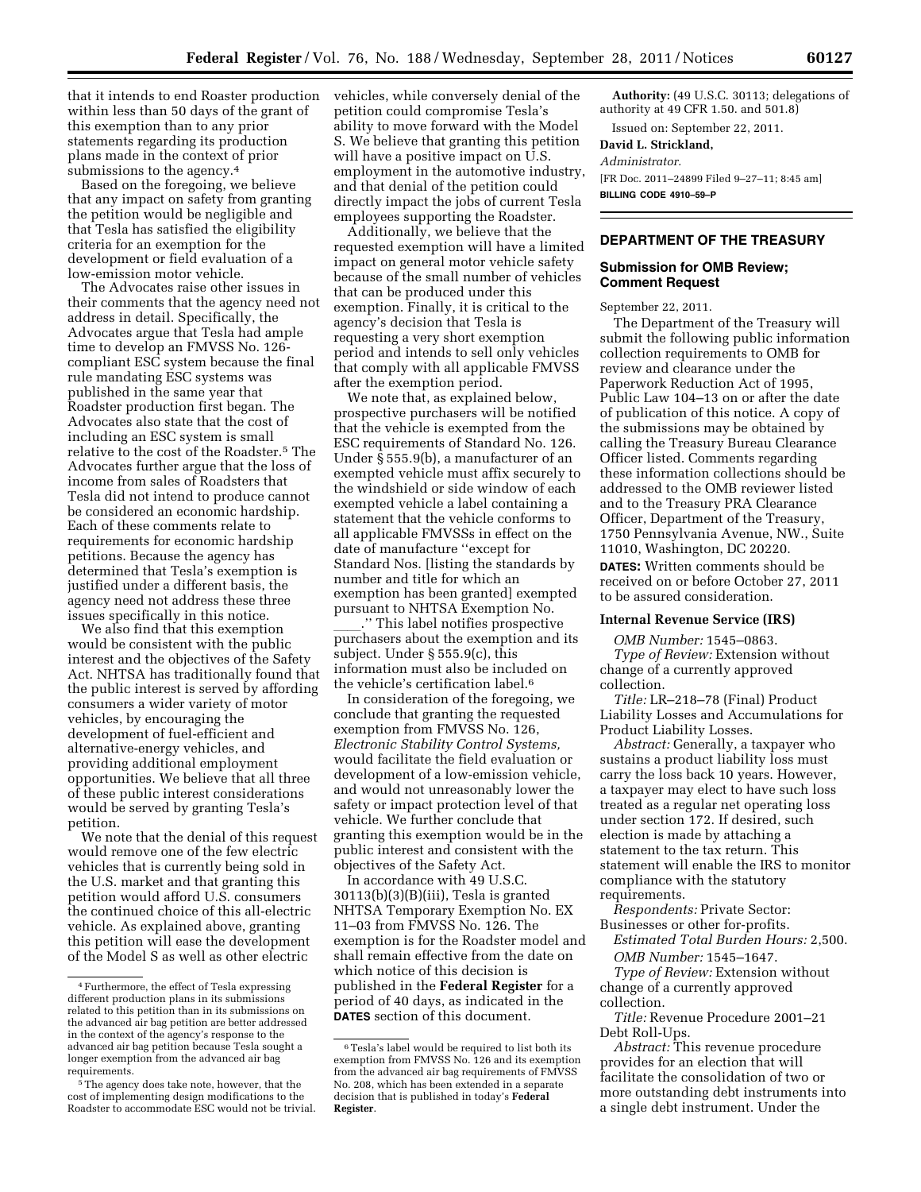that it intends to end Roaster production within less than 50 days of the grant of this exemption than to any prior statements regarding its production plans made in the context of prior submissions to the agency.[4]

Based on the foregoing, we believe that any impact on safety from granting the petition would be negligible and that Tesla has satisfied the eligibility criteria for an exemption for the development or field evaluation of a low-emission motor vehicle.

The Advocates raise other issues in their comments that the agency need not address in detail. Specifically, the Advocates argue that Tesla had ample time to develop an FMVSS No. 126-compliant ESC system because the final rule mandating ESC systems was published in the same year that Roadster production first began. The Advocates also state that the cost of including an ESC system is small relative to the cost of the Roadster.[5] The Advocates further argue that the loss of income from sales of Roadsters that Tesla did not intend to produce cannot be considered an economic hardship. Each of these comments relate to requirements for economic hardship petitions. Because the agency has determined that Tesla's exemption is justified under a different basis, the agency need not address these three issues specifically in this notice.

We also find that this exemption would be consistent with the public interest and the objectives of the Safety Act. NHTSA has traditionally found that the public interest is served by affording consumers a wider variety of motor vehicles, by encouraging the development of fuel-efficient and alternative-energy vehicles, and providing additional employment opportunities. We believe that all three of these public interest considerations would be served by granting Tesla's petition.

We note that the denial of this request would remove one of the few electric vehicles that is currently being sold in the U.S. market and that granting this petition would afford U.S. consumers the continued choice of this all-electric vehicle. As explained above, granting this petition will ease the development of the Model S as well as other electric vehicles, while conversely denial of the petition could compromise Tesla's ability to move forward with the Model S. We believe that granting this petition will have a positive impact on U.S. employment in the automotive industry, and that denial of the petition could directly impact the jobs of current Tesla employees supporting the Roadster.

Additionally, we believe that the requested exemption will have a limited impact on general motor vehicle safety because of the small number of vehicles that can be produced under this exemption. Finally, it is critical to the agency's decision that Tesla is requesting a very short exemption period and intends to sell only vehicles that comply with all applicable FMVSS after the exemption period.

We note that, as explained below, prospective purchasers will be notified that the vehicle is exempted from the ESC requirements of Standard No. 126. Under § 555.9(b), a manufacturer of an exempted vehicle must affix securely to the windshield or side window of each exempted vehicle a label containing a statement that the vehicle conforms to all applicable FMVSSs in effect on the date of manufacture ''except for Standard Nos. [listing the standards by number and title for which an exemption has been granted] exempted pursuant to NHTSA Exemption No. ____.'' This label notifies prospective purchasers about the exemption and its subject. Under § 555.9(c), this information must also be included on the vehicle's certification label.[6]

In consideration of the foregoing, we conclude that granting the requested exemption from FMVSS No. 126, *Electronic Stability Control Systems,* would facilitate the field evaluation or development of a low-emission vehicle, and would not unreasonably lower the safety or impact protection level of that vehicle. We further conclude that granting this exemption would be in the public interest and consistent with the objectives of the Safety Act.

In accordance with 49 U.S.C. 30113(b)(3)(B)(iii), Tesla is granted NHTSA Temporary Exemption No. EX 11–03 from FMVSS No. 126. The exemption is for the Roadster model and shall remain effective from the date on which notice of this decision is published in the **Federal Register** for a period of 40 days, as indicated in the **DATES** section of this document.

**Authority:** (49 U.S.C. 30113; delegations of authority at 49 CFR 1.50. and 501.8)

Issued on: September 22, 2011.

**David L. Strickland,**

*Administrator.*

[FR Doc. 2011–24899 Filed 9–27–11; 8:45 am]

**BILLING CODE 4910–59–P**

[4] Furthermore, the effect of Tesla expressing different production plans in its submissions related to this petition than in its submissions on the advanced air bag petition are better addressed in the context of the agency's response to the advanced air bag petition because Tesla sought a longer exemption from the advanced air bag requirements.

[5] The agency does take note, however, that the cost of implementing design modifications to the Roadster to accommodate ESC would not be trivial.

[6] Tesla's label would be required to list both its exemption from FMVSS No. 126 and its exemption from the advanced air bag requirements of FMVSS No. 208, which has been extended in a separate decision that is published in today's **Federal Register**.

## DEPARTMENT OF THE TREASURY

### Submission for OMB Review; Comment Request

September 22, 2011.

The Department of the Treasury will submit the following public information collection requirements to OMB for review and clearance under the Paperwork Reduction Act of 1995, Public Law 104–13 on or after the date of publication of this notice. A copy of the submissions may be obtained by calling the Treasury Bureau Clearance Officer listed. Comments regarding these information collections should be addressed to the OMB reviewer listed and to the Treasury PRA Clearance Officer, Department of the Treasury, 1750 Pennsylvania Avenue, NW., Suite 11010, Washington, DC 20220.

**DATES:** Written comments should be received on or before October 27, 2011 to be assured consideration.

#### Internal Revenue Service (IRS)

*OMB Number:* 1545–0863.

*Type of Review:* Extension without change of a currently approved collection.

*Title:* LR–218–78 (Final) Product Liability Losses and Accumulations for Product Liability Losses.

*Abstract:* Generally, a taxpayer who sustains a product liability loss must carry the loss back 10 years. However, a taxpayer may elect to have such loss treated as a regular net operating loss under section 172. If desired, such election is made by attaching a statement to the tax return. This statement will enable the IRS to monitor compliance with the statutory requirements.

*Respondents:* Private Sector: Businesses or other for-profits.

*Estimated Total Burden Hours:* 2,500.

*OMB Number:* 1545–1647.

*Type of Review:* Extension without change of a currently approved collection.

*Title:* Revenue Procedure 2001–21 Debt Roll-Ups.

*Abstract:* This revenue procedure provides for an election that will facilitate the consolidation of two or more outstanding debt instruments into a single debt instrument. Under the